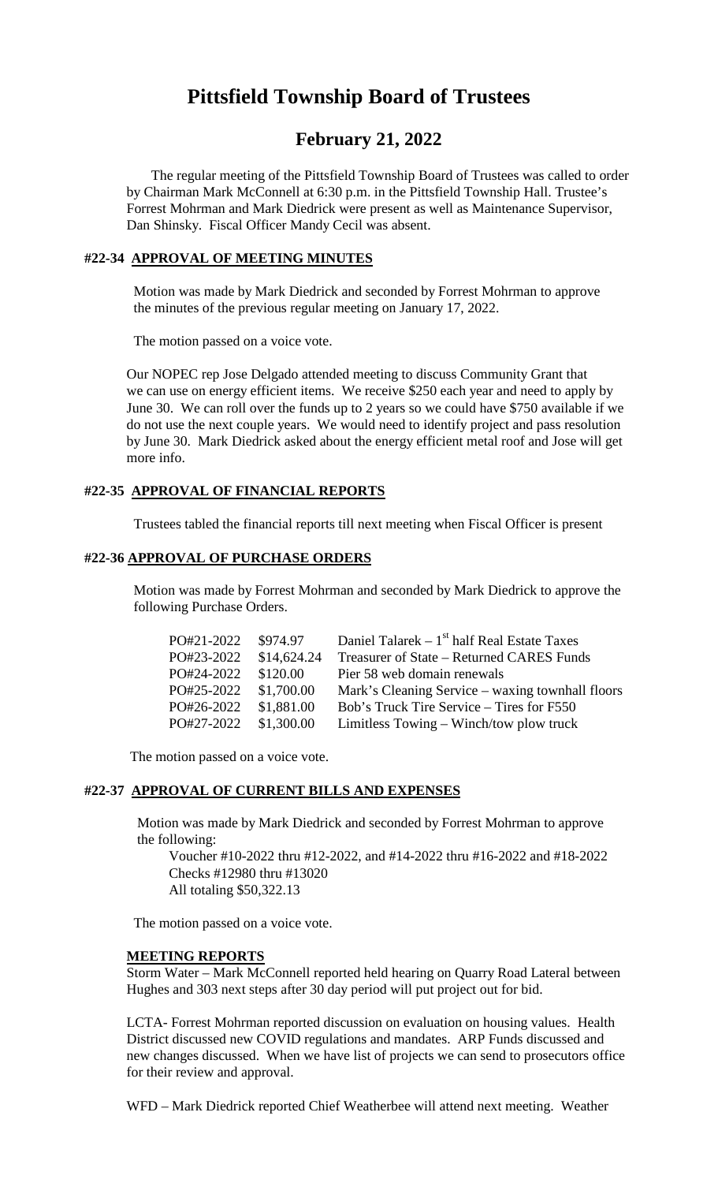# Pittsfield Township Board of Trustees

## February 21, 2022

The regular meeting of the Pittsfield Township Board of Trustees was called to order by Chairman Mark McConnell at 6:30 p.m. in the Pittsfield Township Hall. Trustee's Forrest Mohrman and Mark Diedrick were present as well as Maintenance Supervisor, Dan Shinsky. Fiscal Officer Mandy Cecil was absent.

### #22-34 APPROVAL OF MEETING MINUTES

Motion was made by Mark Diedrick and seconded by Forrest Mohrman to approve the minutes of the previous regular meeting on January 17, 2022.

The motion passed on a voice vote.

Our NOPEC rep Jose Delgado attended meeting to discuss Community Grant that we can use on energy efficient items. We receive $250 each year and need to apply by June 30. We can roll over the funds up to 2 years so we could have $750 available if we do not use the next couple years. We would need to identify project and pass resolution by June 30. Mark Diedrick asked about the energy efficient metal roof and Jose will get more info.

### #22-35 APPROVAL OF FINANCIAL REPORTS

Trustees tabled the financial reports till next meeting when Fiscal Officer is present

### #22-36 APPROVAL OF PURCHASE ORDERS

Motion was made by Forrest Mohrman and seconded by Mark Diedrick to approve the following Purchase Orders.

| | | |
|---|---|---|
| PO#21-2022 | $974.97 | Daniel Talarek – 1st half Real Estate Taxes |
| PO#23-2022 | $14,624.24 | Treasurer of State – Returned CARES Funds |
| PO#24-2022 | $120.00 | Pier 58 web domain renewals |
| PO#25-2022 | $1,700.00 | Mark's Cleaning Service – waxing townhall floors |
| PO#26-2022 | $1,881.00 | Bob's Truck Tire Service – Tires for F550 |
| PO#27-2022 | $1,300.00 | Limitless Towing – Winch/tow plow truck |

The motion passed on a voice vote.

### #22-37 APPROVAL OF CURRENT BILLS AND EXPENSES

Motion was made by Mark Diedrick and seconded by Forrest Mohrman to approve the following:

Voucher #10-2022 thru #12-2022, and #14-2022 thru #16-2022 and #18-2022
Checks #12980 thru #13020
All totaling $50,322.13

The motion passed on a voice vote.

### MEETING REPORTS

Storm Water – Mark McConnell reported held hearing on Quarry Road Lateral between Hughes and 303 next steps after 30 day period will put project out for bid.

LCTA- Forrest Mohrman reported discussion on evaluation on housing values. Health District discussed new COVID regulations and mandates. ARP Funds discussed and new changes discussed. When we have list of projects we can send to prosecutors office for their review and approval.

WFD – Mark Diedrick reported Chief Weatherbee will attend next meeting. Weather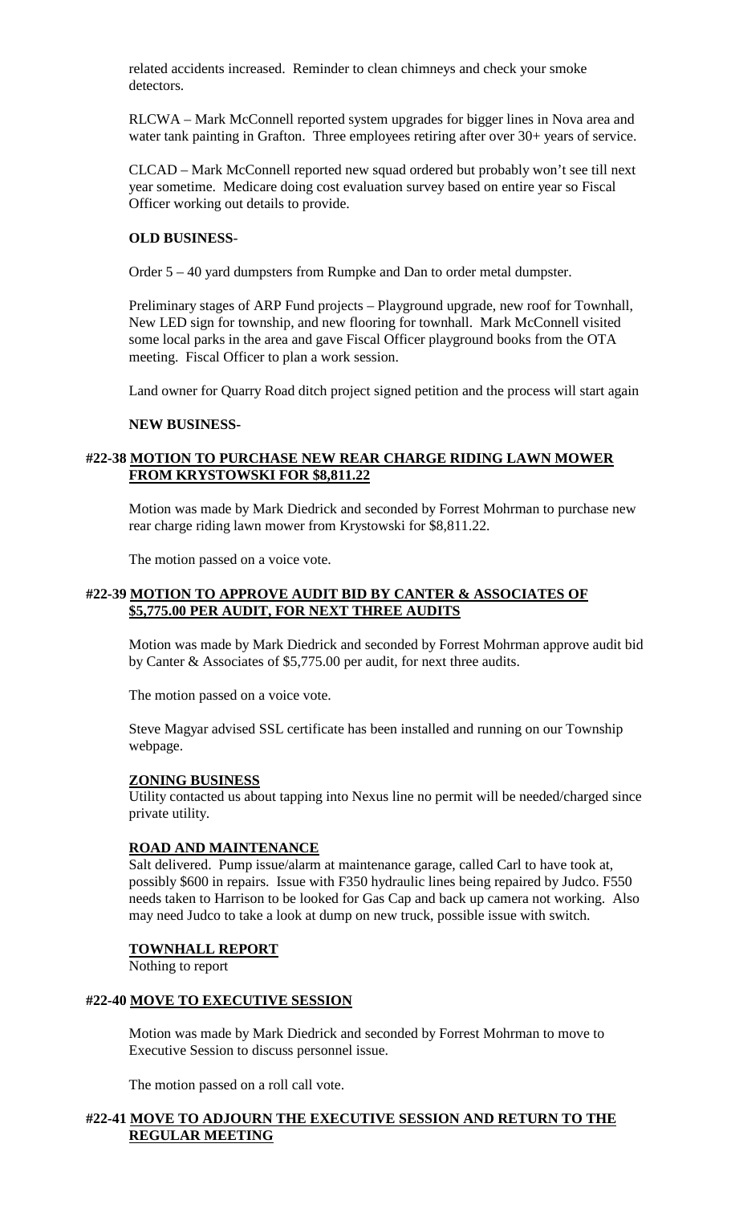related accidents increased. Reminder to clean chimneys and check your smoke detectors.

RLCWA – Mark McConnell reported system upgrades for bigger lines in Nova area and water tank painting in Grafton. Three employees retiring after over 30+ years of service.

CLCAD – Mark McConnell reported new squad ordered but probably won't see till next year sometime. Medicare doing cost evaluation survey based on entire year so Fiscal Officer working out details to provide.

**OLD BUSINESS**-

Order 5 – 40 yard dumpsters from Rumpke and Dan to order metal dumpster.

Preliminary stages of ARP Fund projects – Playground upgrade, new roof for Townhall, New LED sign for township, and new flooring for townhall. Mark McConnell visited some local parks in the area and gave Fiscal Officer playground books from the OTA meeting. Fiscal Officer to plan a work session.

Land owner for Quarry Road ditch project signed petition and the process will start again

**NEW BUSINESS-**

**#22-38 MOTION TO PURCHASE NEW REAR CHARGE RIDING LAWN MOWER FROM KRYSTOWSKI FOR $8,811.22**

Motion was made by Mark Diedrick and seconded by Forrest Mohrman to purchase new rear charge riding lawn mower from Krystowski for $8,811.22.

The motion passed on a voice vote.

**#22-39 MOTION TO APPROVE AUDIT BID BY CANTER & ASSOCIATES OF $5,775.00 PER AUDIT, FOR NEXT THREE AUDITS**

Motion was made by Mark Diedrick and seconded by Forrest Mohrman approve audit bid by Canter & Associates of $5,775.00 per audit, for next three audits.

The motion passed on a voice vote.

Steve Magyar advised SSL certificate has been installed and running on our Township webpage.

**ZONING BUSINESS**

Utility contacted us about tapping into Nexus line no permit will be needed/charged since private utility.

**ROAD AND MAINTENANCE**

Salt delivered. Pump issue/alarm at maintenance garage, called Carl to have took at, possibly $600 in repairs. Issue with F350 hydraulic lines being repaired by Judco. F550 needs taken to Harrison to be looked for Gas Cap and back up camera not working. Also may need Judco to take a look at dump on new truck, possible issue with switch.

**TOWNHALL REPORT**

Nothing to report

**#22-40 MOVE TO EXECUTIVE SESSION**

Motion was made by Mark Diedrick and seconded by Forrest Mohrman to move to Executive Session to discuss personnel issue.

The motion passed on a roll call vote.

**#22-41 MOVE TO ADJOURN THE EXECUTIVE SESSION AND RETURN TO THE REGULAR MEETING**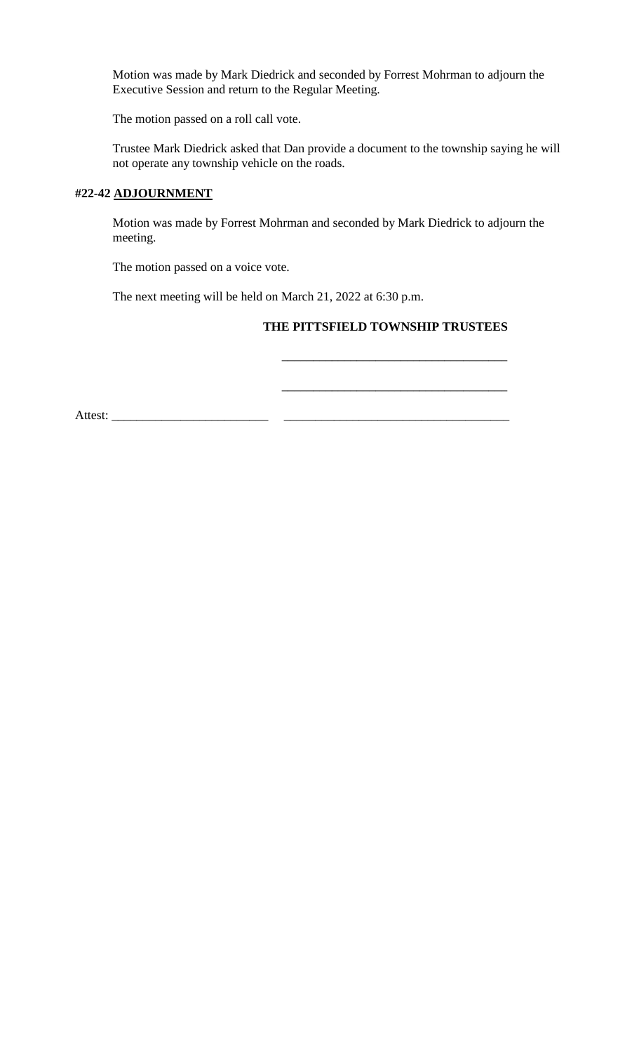Motion was made by Mark Diedrick and seconded by Forrest Mohrman to adjourn the Executive Session and return to the Regular Meeting.

The motion passed on a roll call vote.

Trustee Mark Diedrick asked that Dan provide a document to the township saying he will not operate any township vehicle on the roads.

**#22-42 ADJOURNMENT**

Motion was made by Forrest Mohrman and seconded by Mark Diedrick to adjourn the meeting.

The motion passed on a voice vote.

The next meeting will be held on March 21, 2022 at 6:30 p.m.

**THE PITTSFIELD TOWNSHIP TRUSTEES**

___________________________________

___________________________________

Attest: _________________________ ___________________________________